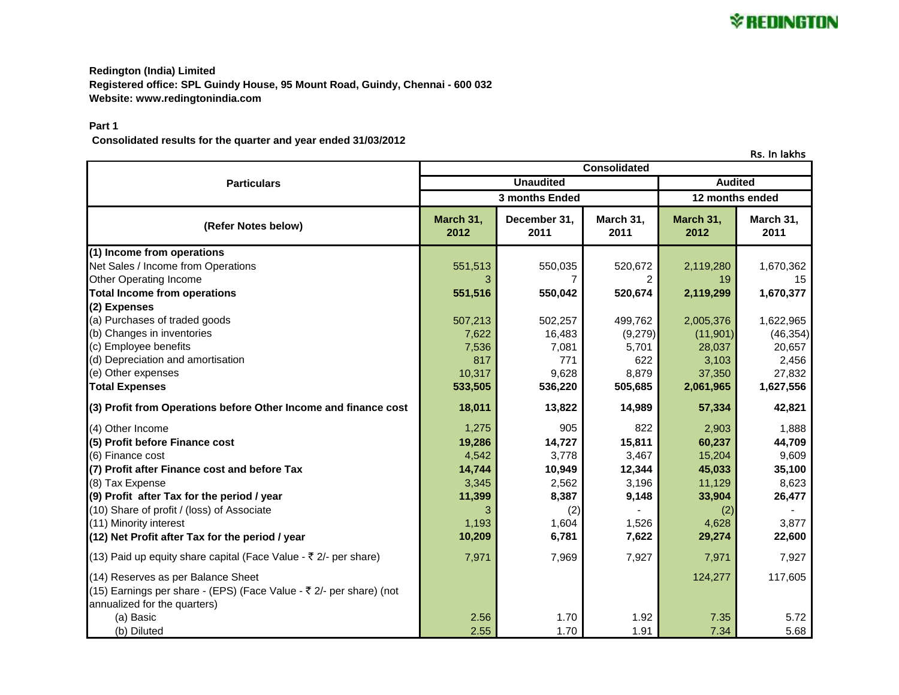**Redington (India) Limited**
**Registered office: SPL Guindy House, 95 Mount Road, Guindy, Chennai - 600 032**
**Website: www.redingtonindia.com**

**Part 1**

**Consolidated results for the quarter and year ended 31/03/2012**

Rs. In lakhs

| Particulars | Consolidated | | | | |
|---|---|---|---|---|---|
| | Unaudited | | | Audited | |
| | 3 months Ended | | | 12 months ended | |
| (Refer Notes below) | March 31, 2012 | December 31, 2011 | March 31, 2011 | March 31, 2012 | March 31, 2011 |
| **(1) Income from operations** | | | | | |
| Net Sales / Income from Operations | 551,513 | 550,035 | 520,672 | 2,119,280 | 1,670,362 |
| Other Operating Income | 3 | 7 | 2 | 19 | 15 |
| **Total Income from operations** | **551,516** | **550,042** | **520,674** | **2,119,299** | **1,670,377** |
| **(2) Expenses** | | | | | |
| (a) Purchases of traded goods | 507,213 | 502,257 | 499,762 | 2,005,376 | 1,622,965 |
| (b) Changes in inventories | 7,622 | 16,483 | (9,279) | (11,901) | (46,354) |
| (c) Employee benefits | 7,536 | 7,081 | 5,701 | 28,037 | 20,657 |
| (d) Depreciation and amortisation | 817 | 771 | 622 | 3,103 | 2,456 |
| (e) Other expenses | 10,317 | 9,628 | 8,879 | 37,350 | 27,832 |
| **Total Expenses** | **533,505** | **536,220** | **505,685** | **2,061,965** | **1,627,556** |
| **(3) Profit from Operations before Other Income and finance cost** | **18,011** | **13,822** | **14,989** | **57,334** | **42,821** |
| (4) Other Income | 1,275 | 905 | 822 | 2,903 | 1,888 |
| **(5) Profit before Finance cost** | **19,286** | **14,727** | **15,811** | **60,237** | **44,709** |
| (6) Finance cost | 4,542 | 3,778 | 3,467 | 15,204 | 9,609 |
| **(7) Profit after Finance cost and before Tax** | **14,744** | **10,949** | **12,344** | **45,033** | **35,100** |
| (8) Tax Expense | 3,345 | 2,562 | 3,196 | 11,129 | 8,623 |
| **(9) Profit after Tax for the period / year** | **11,399** | **8,387** | **9,148** | **33,904** | **26,477** |
| (10) Share of profit / (loss) of Associate | 3 | (2) | - | (2) | - |
| (11) Minority interest | 1,193 | 1,604 | 1,526 | 4,628 | 3,877 |
| **(12) Net Profit after Tax for the period / year** | **10,209** | **6,781** | **7,622** | **29,274** | **22,600** |
| (13) Paid up equity share capital (Face Value - ₹ 2/- per share) | 7,971 | 7,969 | 7,927 | 7,971 | 7,927 |
| (14) Reserves as per Balance Sheet | | | | 124,277 | 117,605 |
| (15) Earnings per share - (EPS) (Face Value - ₹ 2/- per share) (not annualized for the quarters) | | | | | |
| (a) Basic | 2.56 | 1.70 | 1.92 | 7.35 | 5.72 |
| (b) Diluted | 2.55 | 1.70 | 1.91 | 7.34 | 5.68 |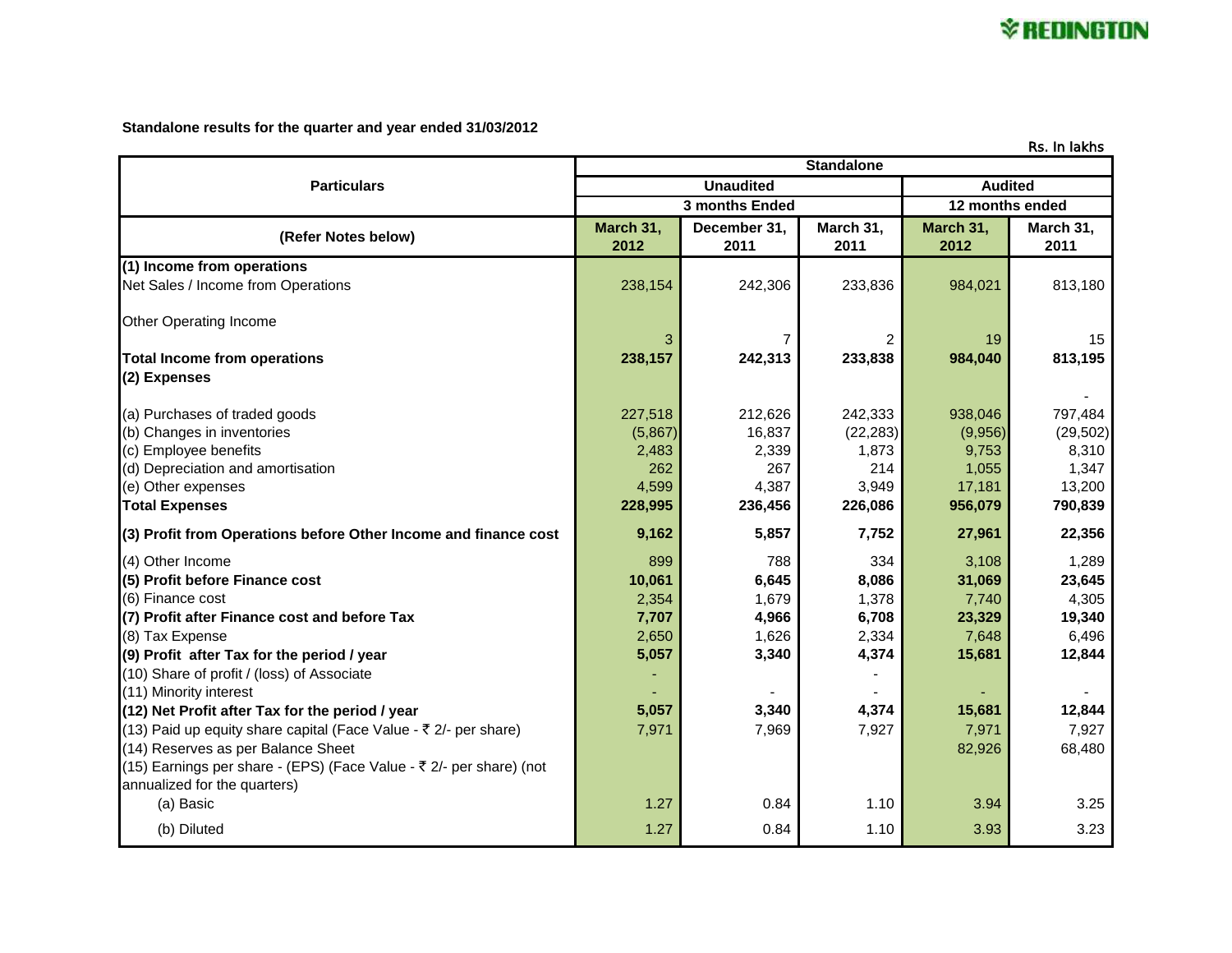**Standalone results for the quarter and year ended 31/03/2012**

Rs. In lakhs

| Particulars | Standalone | | | | |
|---|---|---|---|---|---|
| | Unaudited | | | Audited | |
| | 3 months Ended | | | 12 months ended | |
| (Refer Notes below) | March 31, 2012 | December 31, 2011 | March 31, 2011 | March 31, 2012 | March 31, 2011 |
| **(1) Income from operations** | | | | | |
| Net Sales / Income from Operations | 238,154 | 242,306 | 233,836 | 984,021 | 813,180 |
| Other Operating Income | 3 | 7 | 2 | 19 | 15 |
| **Total Income from operations** | **238,157** | **242,313** | **233,838** | **984,040** | **813,195** |
| **(2) Expenses** | | | | | - |
| (a) Purchases of traded goods | 227,518 | 212,626 | 242,333 | 938,046 | 797,484 |
| (b) Changes in inventories | (5,867) | 16,837 | (22,283) | (9,956) | (29,502) |
| (c) Employee benefits | 2,483 | 2,339 | 1,873 | 9,753 | 8,310 |
| (d) Depreciation and amortisation | 262 | 267 | 214 | 1,055 | 1,347 |
| (e) Other expenses | 4,599 | 4,387 | 3,949 | 17,181 | 13,200 |
| **Total Expenses** | **228,995** | **236,456** | **226,086** | **956,079** | **790,839** |
| **(3) Profit from Operations before Other Income and finance cost** | **9,162** | **5,857** | **7,752** | **27,961** | **22,356** |
| (4) Other Income | 899 | 788 | 334 | 3,108 | 1,289 |
| **(5) Profit before Finance cost** | **10,061** | **6,645** | **8,086** | **31,069** | **23,645** |
| (6) Finance cost | 2,354 | 1,679 | 1,378 | 7,740 | 4,305 |
| **(7) Profit after Finance cost and before Tax** | **7,707** | **4,966** | **6,708** | **23,329** | **19,340** |
| (8) Tax Expense | 2,650 | 1,626 | 2,334 | 7,648 | 6,496 |
| **(9) Profit after Tax for the period / year** | **5,057** | **3,340** | **4,374** | **15,681** | **12,844** |
| (10) Share of profit / (loss) of Associate | - | | - | | |
| (11) Minority interest | - | - | - | - | - |
| **(12) Net Profit after Tax for the period / year** | **5,057** | **3,340** | **4,374** | **15,681** | **12,844** |
| (13) Paid up equity share capital (Face Value - ₹ 2/- per share) | 7,971 | 7,969 | 7,927 | 7,971 | 7,927 |
| (14) Reserves as per Balance Sheet | | | | 82,926 | 68,480 |
| (15) Earnings per share - (EPS) (Face Value - ₹ 2/- per share) (not annualized for the quarters) | | | | | |
| (a) Basic | 1.27 | 0.84 | 1.10 | 3.94 | 3.25 |
| (b) Diluted | 1.27 | 0.84 | 1.10 | 3.93 | 3.23 |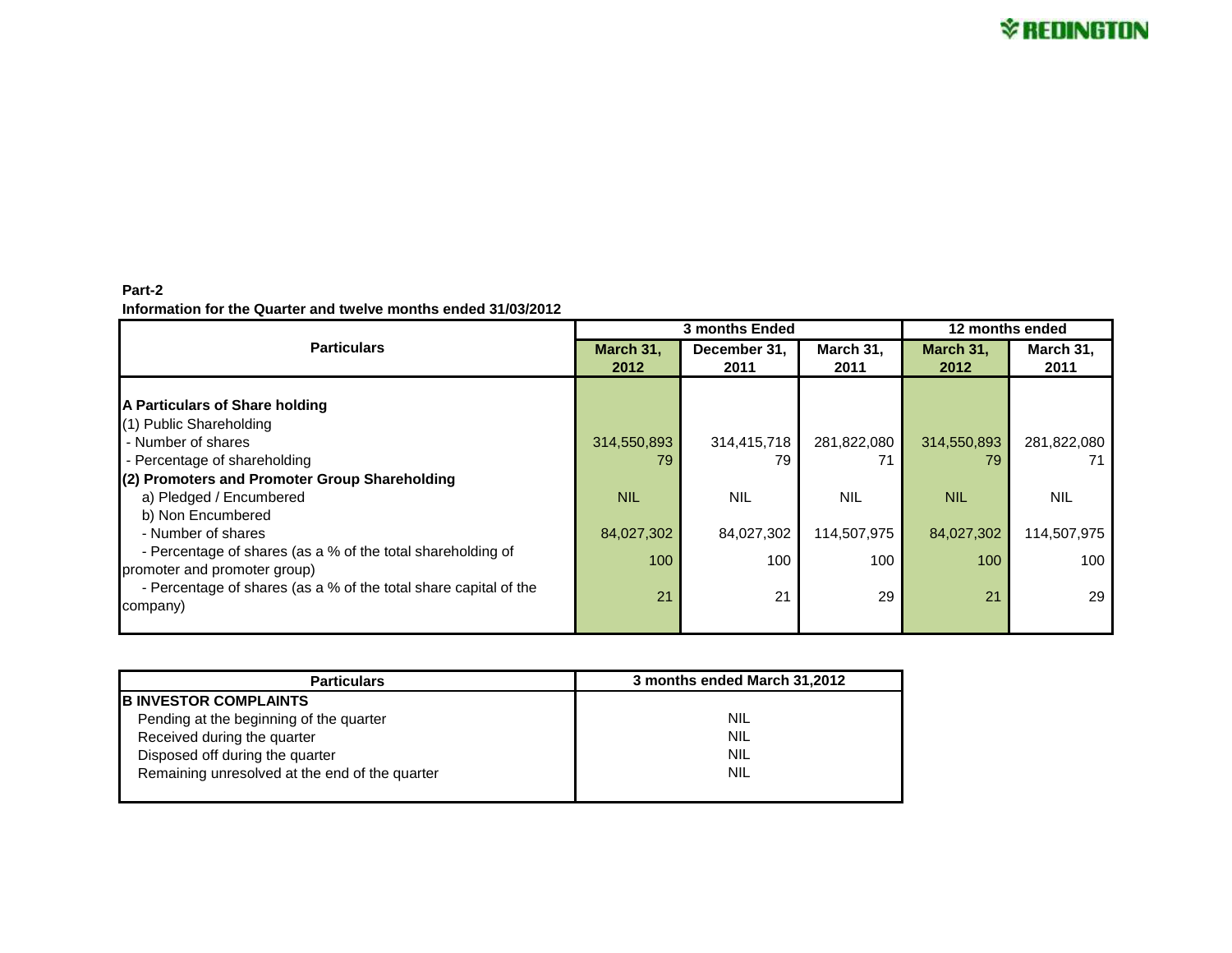**Part-2**

**Information for the Quarter and twelve months ended 31/03/2012**

| Particulars | 3 months Ended | | | 12 months ended | |
|---|---|---|---|---|---|
| | **March 31, 2012** | **December 31, 2011** | **March 31, 2011** | **March 31, 2012** | **March 31, 2011** |
| **A Particulars of Share holding** | | | | | |
| (1) Public Shareholding | | | | | |
| - Number of shares | 314,550,893 | 314,415,718 | 281,822,080 | 314,550,893 | 281,822,080 |
| - Percentage of shareholding | 79 | 79 | 71 | 79 | 71 |
| **(2) Promoters and Promoter Group Shareholding** | | | | | |
| a) Pledged / Encumbered | NIL | NIL | NIL | NIL | NIL |
| b) Non Encumbered | | | | | |
| - Number of shares | 84,027,302 | 84,027,302 | 114,507,975 | 84,027,302 | 114,507,975 |
| - Percentage of shares (as a % of the total shareholding of promoter and promoter group) | 100 | 100 | 100 | 100 | 100 |
| - Percentage of shares (as a % of the total share capital of the company) | 21 | 21 | 29 | 21 | 29 |

| Particulars | 3 months ended March 31,2012 |
|---|---|
| **B INVESTOR COMPLAINTS** | |
| Pending at the beginning of the quarter | NIL |
| Received during the quarter | NIL |
| Disposed off during the quarter | NIL |
| Remaining unresolved at the end of the quarter | NIL |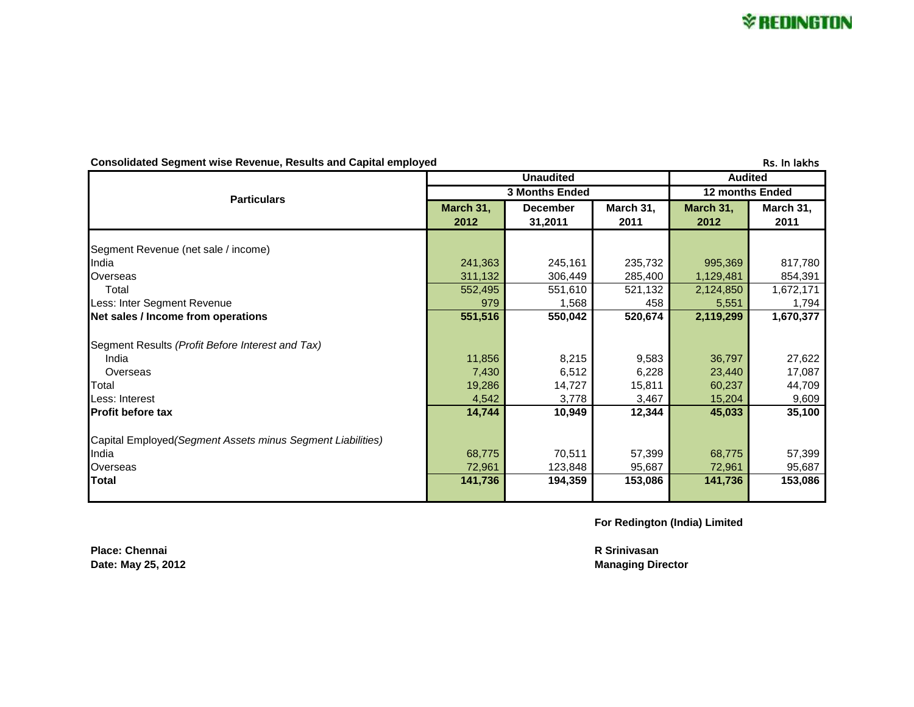**Consolidated Segment wise Revenue, Results and Capital employed**

Rs. In lakhs

| Particulars | Unaudited | | | Audited | |
|---|---|---|---|---|---|
| | 3 Months Ended | | | 12 months Ended | |
| | March 31, 2012 | December 31,2011 | March 31, 2011 | March 31, 2012 | March 31, 2011 |
| Segment Revenue (net sale / income) | | | | | |
| India | 241,363 | 245,161 | 235,732 | 995,369 | 817,780 |
| Overseas | 311,132 | 306,449 | 285,400 | 1,129,481 | 854,391 |
| Total | 552,495 | 551,610 | 521,132 | 2,124,850 | 1,672,171 |
| Less: Inter Segment Revenue | 979 | 1,568 | 458 | 5,551 | 1,794 |
| **Net sales / Income from operations** | **551,516** | **550,042** | **520,674** | **2,119,299** | **1,670,377** |
| Segment Results *(Profit Before Interest and Tax)* | | | | | |
| India | 11,856 | 8,215 | 9,583 | 36,797 | 27,622 |
| Overseas | 7,430 | 6,512 | 6,228 | 23,440 | 17,087 |
| Total | 19,286 | 14,727 | 15,811 | 60,237 | 44,709 |
| Less: Interest | 4,542 | 3,778 | 3,467 | 15,204 | 9,609 |
| **Profit before tax** | **14,744** | **10,949** | **12,344** | **45,033** | **35,100** |
| Capital Employed*(Segment Assets minus Segment Liabilities)* | | | | | |
| India | 68,775 | 70,511 | 57,399 | 68,775 | 57,399 |
| Overseas | 72,961 | 123,848 | 95,687 | 72,961 | 95,687 |
| **Total** | **141,736** | **194,359** | **153,086** | **141,736** | **153,086** |

**For Redington (India) Limited**

**Place: Chennai**
**Date: May 25, 2012**

**R Srinivasan**
**Managing Director**